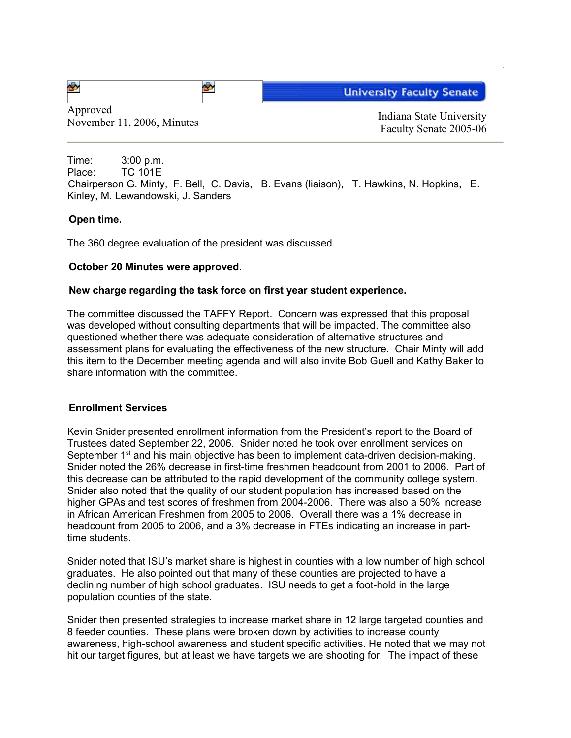University Faculty Senate

Approved
November 11, 2006, Minutes

Indiana State University
Faculty Senate 2005-06

Time: 3:00 p.m.
Place: TC 101E
Chairperson G. Minty, F. Bell, C. Davis, B. Evans (liaison), T. Hawkins, N. Hopkins, E. Kinley, M. Lewandowski, J. Sanders

**Open time.**

The 360 degree evaluation of the president was discussed.

**October 20 Minutes were approved.**

**New charge regarding the task force on first year student experience.**

The committee discussed the TAFFY Report. Concern was expressed that this proposal was developed without consulting departments that will be impacted. The committee also questioned whether there was adequate consideration of alternative structures and assessment plans for evaluating the effectiveness of the new structure. Chair Minty will add this item to the December meeting agenda and will also invite Bob Guell and Kathy Baker to share information with the committee.

**Enrollment Services**

Kevin Snider presented enrollment information from the President's report to the Board of Trustees dated September 22, 2006. Snider noted he took over enrollment services on September 1st and his main objective has been to implement data-driven decision-making. Snider noted the 26% decrease in first-time freshmen headcount from 2001 to 2006. Part of this decrease can be attributed to the rapid development of the community college system. Snider also noted that the quality of our student population has increased based on the higher GPAs and test scores of freshmen from 2004-2006. There was also a 50% increase in African American Freshmen from 2005 to 2006. Overall there was a 1% decrease in headcount from 2005 to 2006, and a 3% decrease in FTEs indicating an increase in part-time students.

Snider noted that ISU's market share is highest in counties with a low number of high school graduates. He also pointed out that many of these counties are projected to have a declining number of high school graduates. ISU needs to get a foot-hold in the large population counties of the state.

Snider then presented strategies to increase market share in 12 large targeted counties and 8 feeder counties. These plans were broken down by activities to increase county awareness, high-school awareness and student specific activities. He noted that we may not hit our target figures, but at least we have targets we are shooting for. The impact of these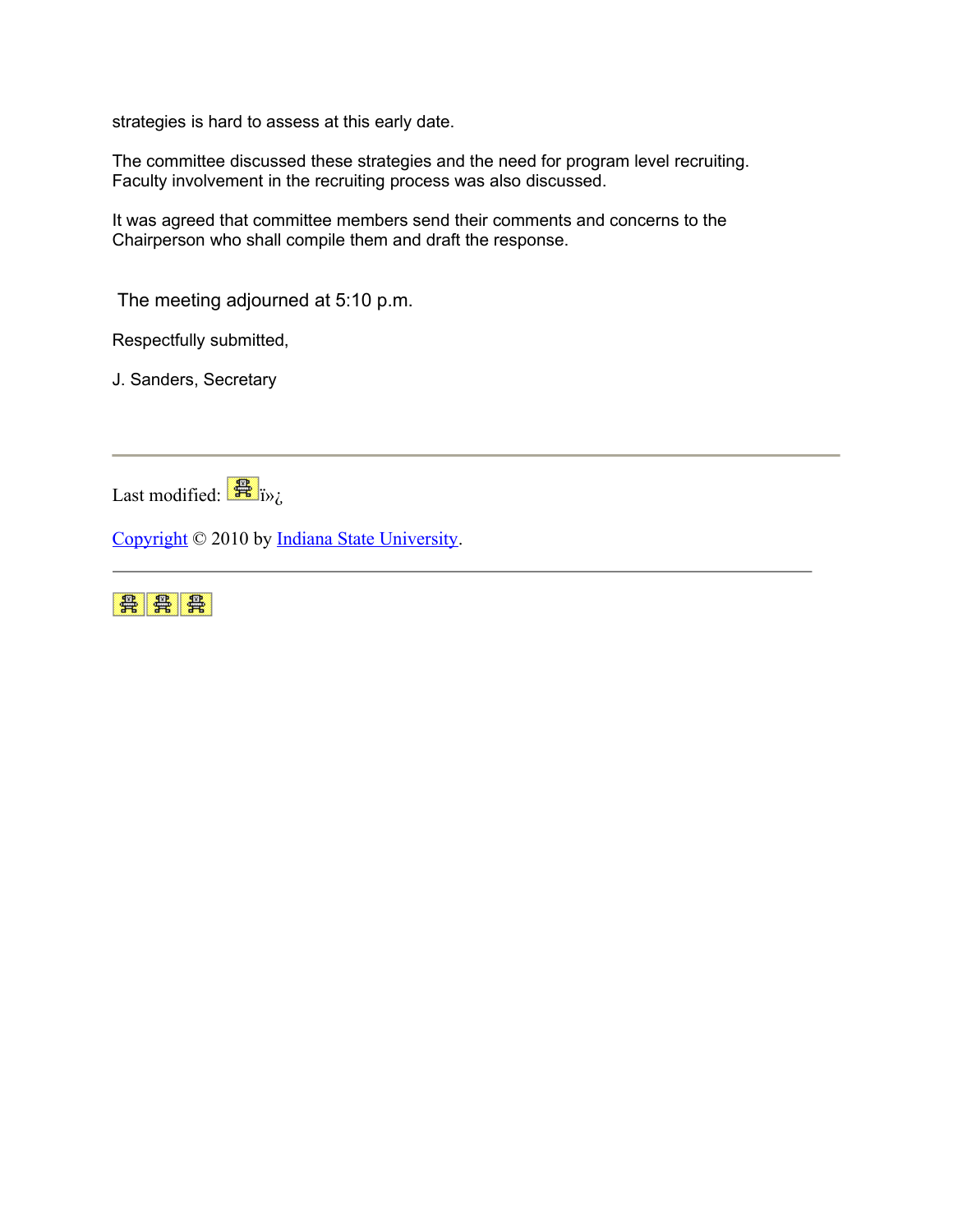strategies is hard to assess at this early date.

The committee discussed these strategies and the need for program level recruiting. Faculty involvement in the recruiting process was also discussed.

It was agreed that committee members send their comments and concerns to the Chairperson who shall compile them and draft the response.

The meeting adjourned at 5:10 p.m.

Respectfully submitted,

J. Sanders, Secretary

---

Last modified: ï»¿

Copyright © 2010 by Indiana State University.

---